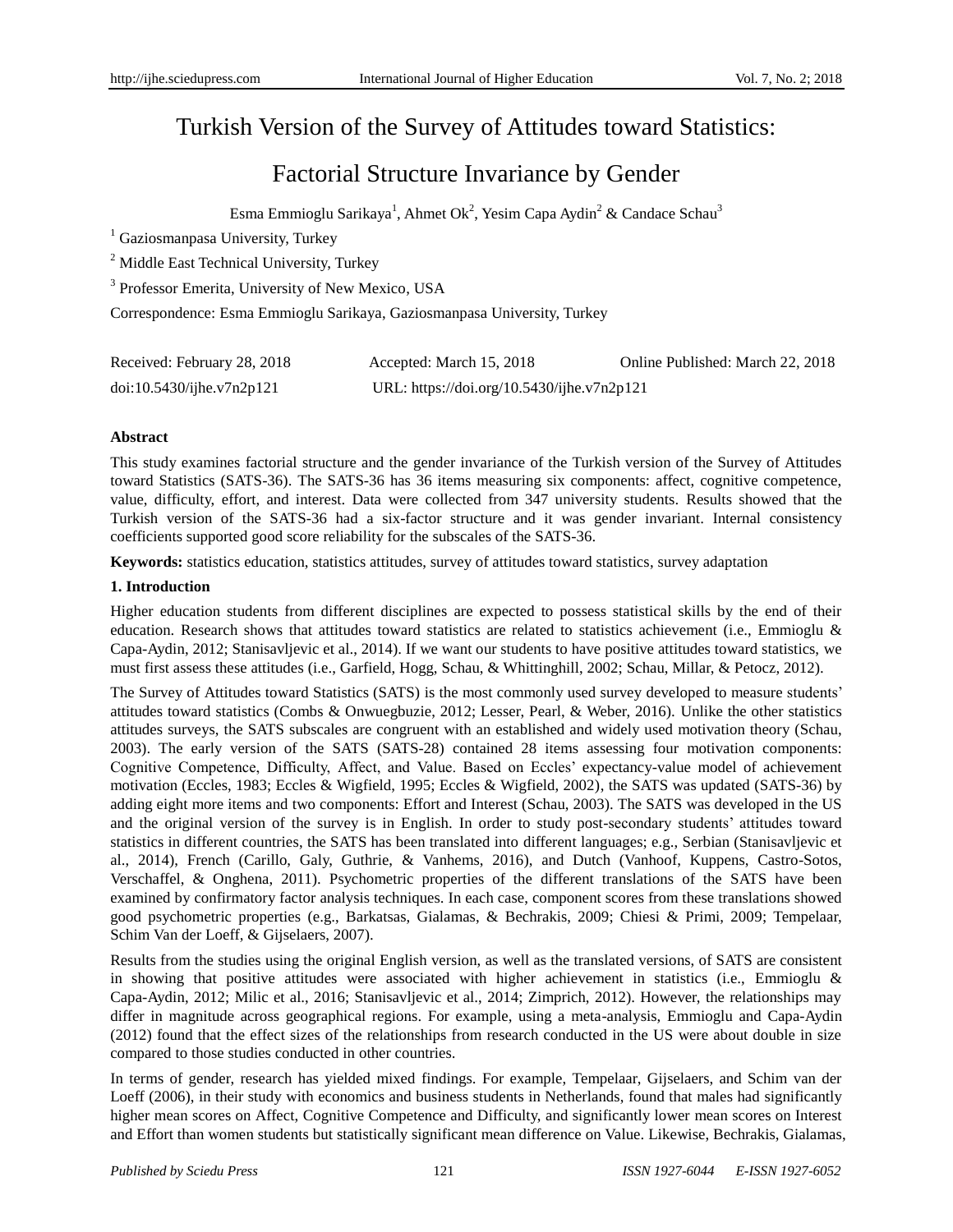# Turkish Version of the Survey of Attitudes toward Statistics: Factorial Structure Invariance by Gender

Esma Emmioglu Sarikaya[1], Ahmet Ok[2], Yesim Capa Aydin[2] & Candace Schau[3]

[1] Gaziosmanpasa University, Turkey

[2] Middle East Technical University, Turkey

[3] Professor Emerita, University of New Mexico, USA

Correspondence: Esma Emmioglu Sarikaya, Gaziosmanpasa University, Turkey

Received: February 28, 2018 Accepted: March 15, 2018 Online Published: March 22, 2018

doi:10.5430/ijhe.v7n2p121 URL: https://doi.org/10.5430/ijhe.v7n2p121

**Abstract**

This study examines factorial structure and the gender invariance of the Turkish version of the Survey of Attitudes toward Statistics (SATS-36). The SATS-36 has 36 items measuring six components: affect, cognitive competence, value, difficulty, effort, and interest. Data were collected from 347 university students. Results showed that the Turkish version of the SATS-36 had a six-factor structure and it was gender invariant. Internal consistency coefficients supported good score reliability for the subscales of the SATS-36.

**Keywords:** statistics education, statistics attitudes, survey of attitudes toward statistics, survey adaptation

## 1. Introduction

Higher education students from different disciplines are expected to possess statistical skills by the end of their education. Research shows that attitudes toward statistics are related to statistics achievement (i.e., Emmioglu & Capa-Aydin, 2012; Stanisavljevic et al., 2014). If we want our students to have positive attitudes toward statistics, we must first assess these attitudes (i.e., Garfield, Hogg, Schau, & Whittinghill, 2002; Schau, Millar, & Petocz, 2012).

The Survey of Attitudes toward Statistics (SATS) is the most commonly used survey developed to measure students' attitudes toward statistics (Combs & Onwuegbuzie, 2012; Lesser, Pearl, & Weber, 2016). Unlike the other statistics attitudes surveys, the SATS subscales are congruent with an established and widely used motivation theory (Schau, 2003). The early version of the SATS (SATS-28) contained 28 items assessing four motivation components: Cognitive Competence, Difficulty, Affect, and Value. Based on Eccles' expectancy-value model of achievement motivation (Eccles, 1983; Eccles & Wigfield, 1995; Eccles & Wigfield, 2002), the SATS was updated (SATS-36) by adding eight more items and two components: Effort and Interest (Schau, 2003). The SATS was developed in the US and the original version of the survey is in English. In order to study post-secondary students' attitudes toward statistics in different countries, the SATS has been translated into different languages; e.g., Serbian (Stanisavljevic et al., 2014), French (Carillo, Galy, Guthrie, & Vanhems, 2016), and Dutch (Vanhoof, Kuppens, Castro-Sotos, Verschaffel, & Onghena, 2011). Psychometric properties of the different translations of the SATS have been examined by confirmatory factor analysis techniques. In each case, component scores from these translations showed good psychometric properties (e.g., Barkatsas, Gialamas, & Bechrakis, 2009; Chiesi & Primi, 2009; Tempelaar, Schim Van der Loeff, & Gijselaers, 2007).

Results from the studies using the original English version, as well as the translated versions, of SATS are consistent in showing that positive attitudes were associated with higher achievement in statistics (i.e., Emmioglu & Capa-Aydin, 2012; Milic et al., 2016; Stanisavljevic et al., 2014; Zimprich, 2012). However, the relationships may differ in magnitude across geographical regions. For example, using a meta-analysis, Emmioglu and Capa-Aydin (2012) found that the effect sizes of the relationships from research conducted in the US were about double in size compared to those studies conducted in other countries.

In terms of gender, research has yielded mixed findings. For example, Tempelaar, Gijselaers, and Schim van der Loeff (2006), in their study with economics and business students in Netherlands, found that males had significantly higher mean scores on Affect, Cognitive Competence and Difficulty, and significantly lower mean scores on Interest and Effort than women students but statistically significant mean difference on Value. Likewise, Bechrakis, Gialamas,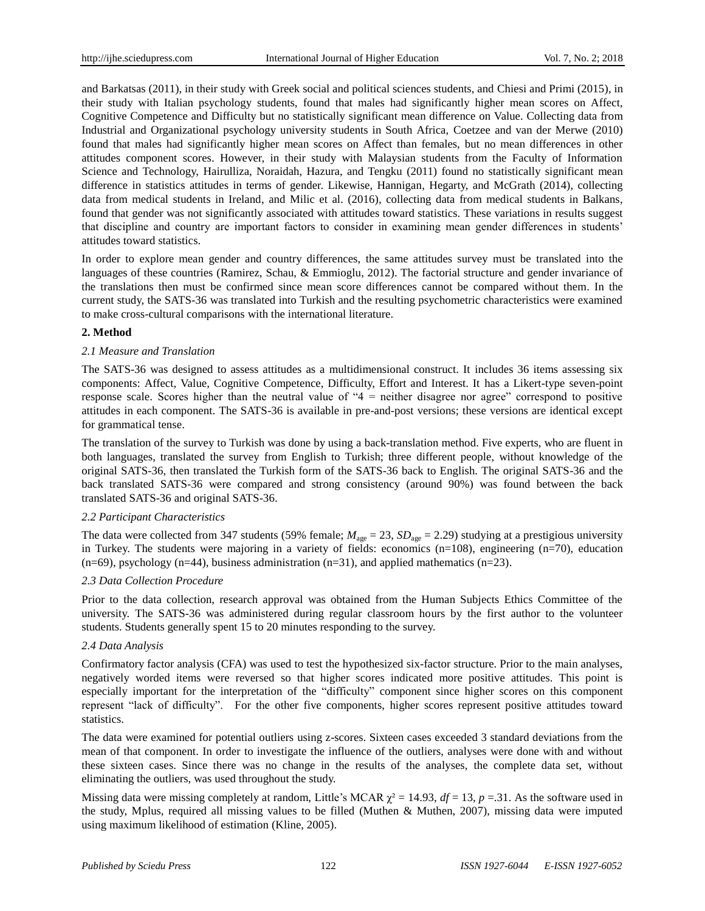and Barkatsas (2011), in their study with Greek social and political sciences students, and Chiesi and Primi (2015), in their study with Italian psychology students, found that males had significantly higher mean scores on Affect, Cognitive Competence and Difficulty but no statistically significant mean difference on Value. Collecting data from Industrial and Organizational psychology university students in South Africa, Coetzee and van der Merwe (2010) found that males had significantly higher mean scores on Affect than females, but no mean differences in other attitudes component scores. However, in their study with Malaysian students from the Faculty of Information Science and Technology, Hairulliza, Noraidah, Hazura, and Tengku (2011) found no statistically significant mean difference in statistics attitudes in terms of gender. Likewise, Hannigan, Hegarty, and McGrath (2014), collecting data from medical students in Ireland, and Milic et al. (2016), collecting data from medical students in Balkans, found that gender was not significantly associated with attitudes toward statistics. These variations in results suggest that discipline and country are important factors to consider in examining mean gender differences in students' attitudes toward statistics.

In order to explore mean gender and country differences, the same attitudes survey must be translated into the languages of these countries (Ramirez, Schau, & Emmioglu, 2012). The factorial structure and gender invariance of the translations then must be confirmed since mean score differences cannot be compared without them. In the current study, the SATS-36 was translated into Turkish and the resulting psychometric characteristics were examined to make cross-cultural comparisons with the international literature.

## 2. Method

### 2.1 Measure and Translation

The SATS-36 was designed to assess attitudes as a multidimensional construct. It includes 36 items assessing six components: Affect, Value, Cognitive Competence, Difficulty, Effort and Interest. It has a Likert-type seven-point response scale. Scores higher than the neutral value of "4 = neither disagree nor agree" correspond to positive attitudes in each component. The SATS-36 is available in pre-and-post versions; these versions are identical except for grammatical tense.

The translation of the survey to Turkish was done by using a back-translation method. Five experts, who are fluent in both languages, translated the survey from English to Turkish; three different people, without knowledge of the original SATS-36, then translated the Turkish form of the SATS-36 back to English. The original SATS-36 and the back translated SATS-36 were compared and strong consistency (around 90%) was found between the back translated SATS-36 and original SATS-36.

### 2.2 Participant Characteristics

The data were collected from 347 students (59% female; $M_{age} = 23$, $SD_{age} = 2.29$) studying at a prestigious university in Turkey. The students were majoring in a variety of fields: economics (n=108), engineering (n=70), education (n=69), psychology (n=44), business administration (n=31), and applied mathematics (n=23).

### 2.3 Data Collection Procedure

Prior to the data collection, research approval was obtained from the Human Subjects Ethics Committee of the university. The SATS-36 was administered during regular classroom hours by the first author to the volunteer students. Students generally spent 15 to 20 minutes responding to the survey.

### 2.4 Data Analysis

Confirmatory factor analysis (CFA) was used to test the hypothesized six-factor structure. Prior to the main analyses, negatively worded items were reversed so that higher scores indicated more positive attitudes. This point is especially important for the interpretation of the "difficulty" component since higher scores on this component represent "lack of difficulty". For the other five components, higher scores represent positive attitudes toward statistics.

The data were examined for potential outliers using z-scores. Sixteen cases exceeded 3 standard deviations from the mean of that component. In order to investigate the influence of the outliers, analyses were done with and without these sixteen cases. Since there was no change in the results of the analyses, the complete data set, without eliminating the outliers, was used throughout the study.

Missing data were missing completely at random, Little's MCAR $\chi^2 = 14.93$, $df = 13$, $p = .31$. As the software used in the study, Mplus, required all missing values to be filled (Muthen & Muthen, 2007), missing data were imputed using maximum likelihood of estimation (Kline, 2005).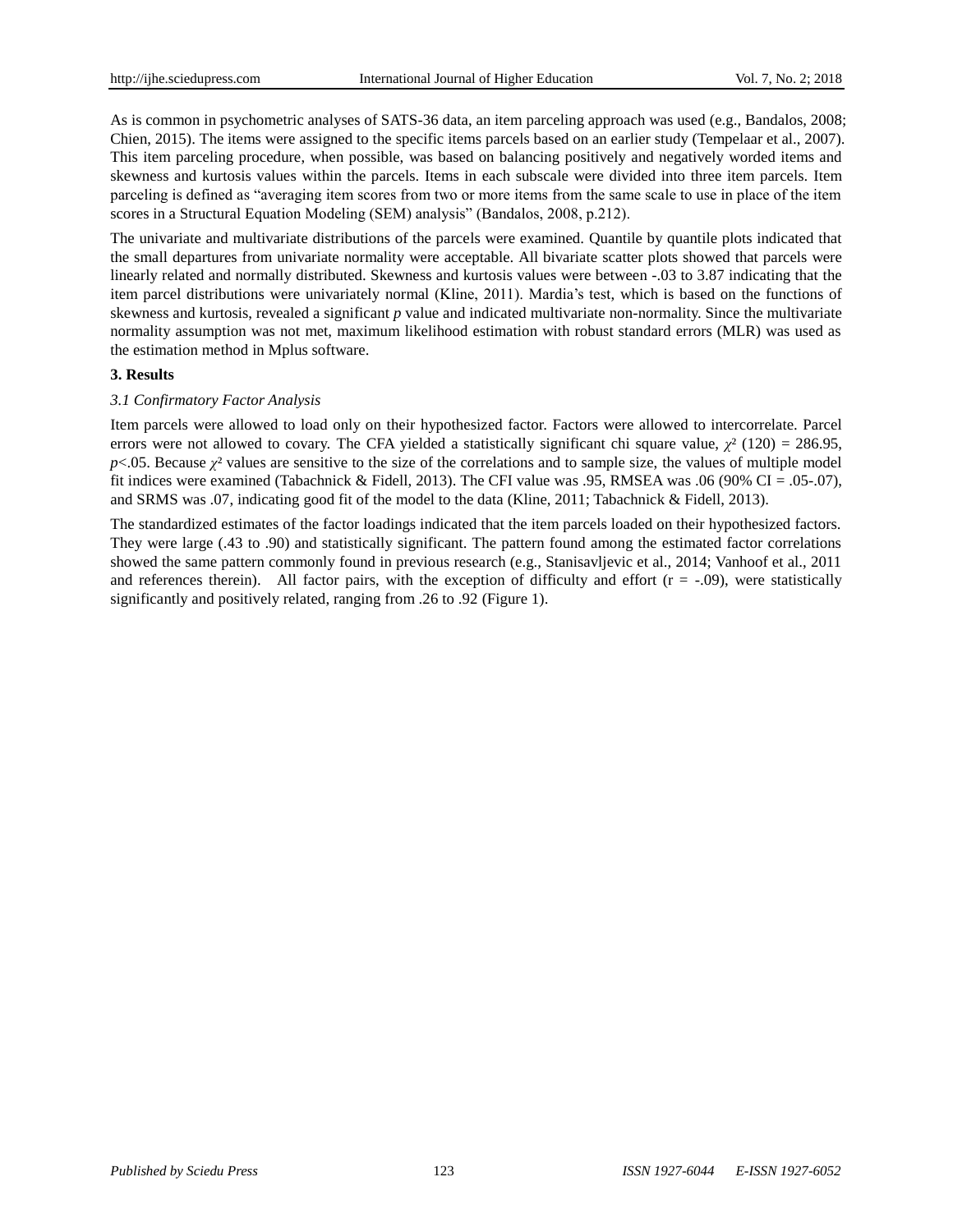As is common in psychometric analyses of SATS-36 data, an item parceling approach was used (e.g., Bandalos, 2008; Chien, 2015). The items were assigned to the specific items parcels based on an earlier study (Tempelaar et al., 2007). This item parceling procedure, when possible, was based on balancing positively and negatively worded items and skewness and kurtosis values within the parcels. Items in each subscale were divided into three item parcels. Item parceling is defined as "averaging item scores from two or more items from the same scale to use in place of the item scores in a Structural Equation Modeling (SEM) analysis" (Bandalos, 2008, p.212).

The univariate and multivariate distributions of the parcels were examined. Quantile by quantile plots indicated that the small departures from univariate normality were acceptable. All bivariate scatter plots showed that parcels were linearly related and normally distributed. Skewness and kurtosis values were between -.03 to 3.87 indicating that the item parcel distributions were univariately normal (Kline, 2011). Mardia's test, which is based on the functions of skewness and kurtosis, revealed a significant *p* value and indicated multivariate non-normality. Since the multivariate normality assumption was not met, maximum likelihood estimation with robust standard errors (MLR) was used as the estimation method in Mplus software.

## 3. Results

### *3.1 Confirmatory Factor Analysis*

Item parcels were allowed to load only on their hypothesized factor. Factors were allowed to intercorrelate. Parcel errors were not allowed to covary. The CFA yielded a statistically significant chi square value, $\chi^2$ (120) = 286.95, $p<.05$. Because $\chi^2$ values are sensitive to the size of the correlations and to sample size, the values of multiple model fit indices were examined (Tabachnick & Fidell, 2013). The CFI value was .95, RMSEA was .06 (90% CI = .05-.07), and SRMS was .07, indicating good fit of the model to the data (Kline, 2011; Tabachnick & Fidell, 2013).

The standardized estimates of the factor loadings indicated that the item parcels loaded on their hypothesized factors. They were large (.43 to .90) and statistically significant. The pattern found among the estimated factor correlations showed the same pattern commonly found in previous research (e.g., Stanisavljevic et al., 2014; Vanhoof et al., 2011 and references therein). All factor pairs, with the exception of difficulty and effort (r = -.09), were statistically significantly and positively related, ranging from .26 to .92 (Figure 1).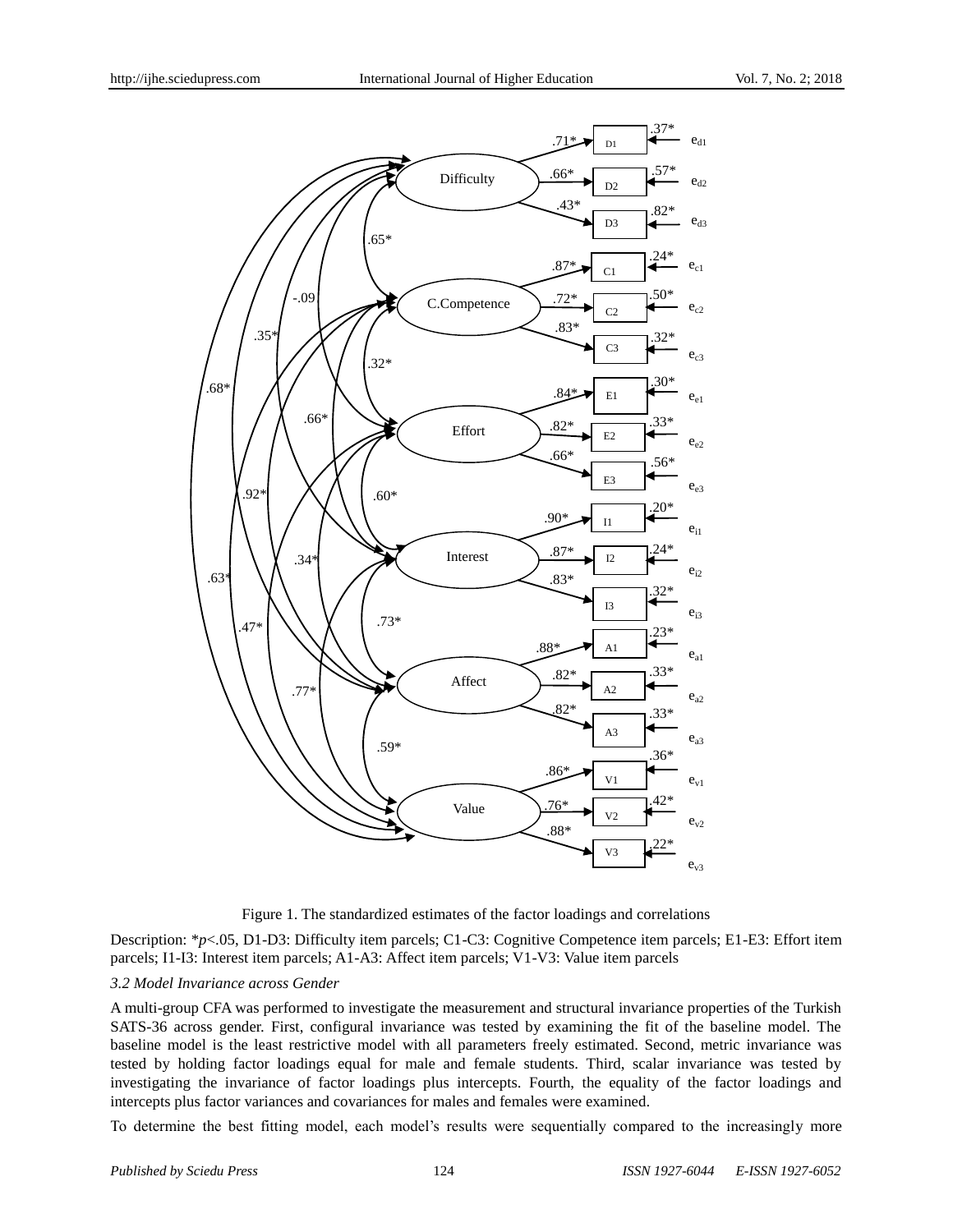Figure 1. The standardized estimates of the factor loadings and correlations

Description: *$p$<.05, D1-D3: Difficulty item parcels; C1-C3: Cognitive Competence item parcels; E1-E3: Effort item parcels; I1-I3: Interest item parcels; A1-A3: Affect item parcels; V1-V3: Value item parcels

### *3.2 Model Invariance across Gender*

A multi-group CFA was performed to investigate the measurement and structural invariance properties of the Turkish SATS-36 across gender. First, configural invariance was tested by examining the fit of the baseline model. The baseline model is the least restrictive model with all parameters freely estimated. Second, metric invariance was tested by holding factor loadings equal for male and female students. Third, scalar invariance was tested by investigating the invariance of factor loadings plus intercepts. Fourth, the equality of the factor loadings and intercepts plus factor variances and covariances for males and females were examined.

To determine the best fitting model, each model's results were sequentially compared to the increasingly more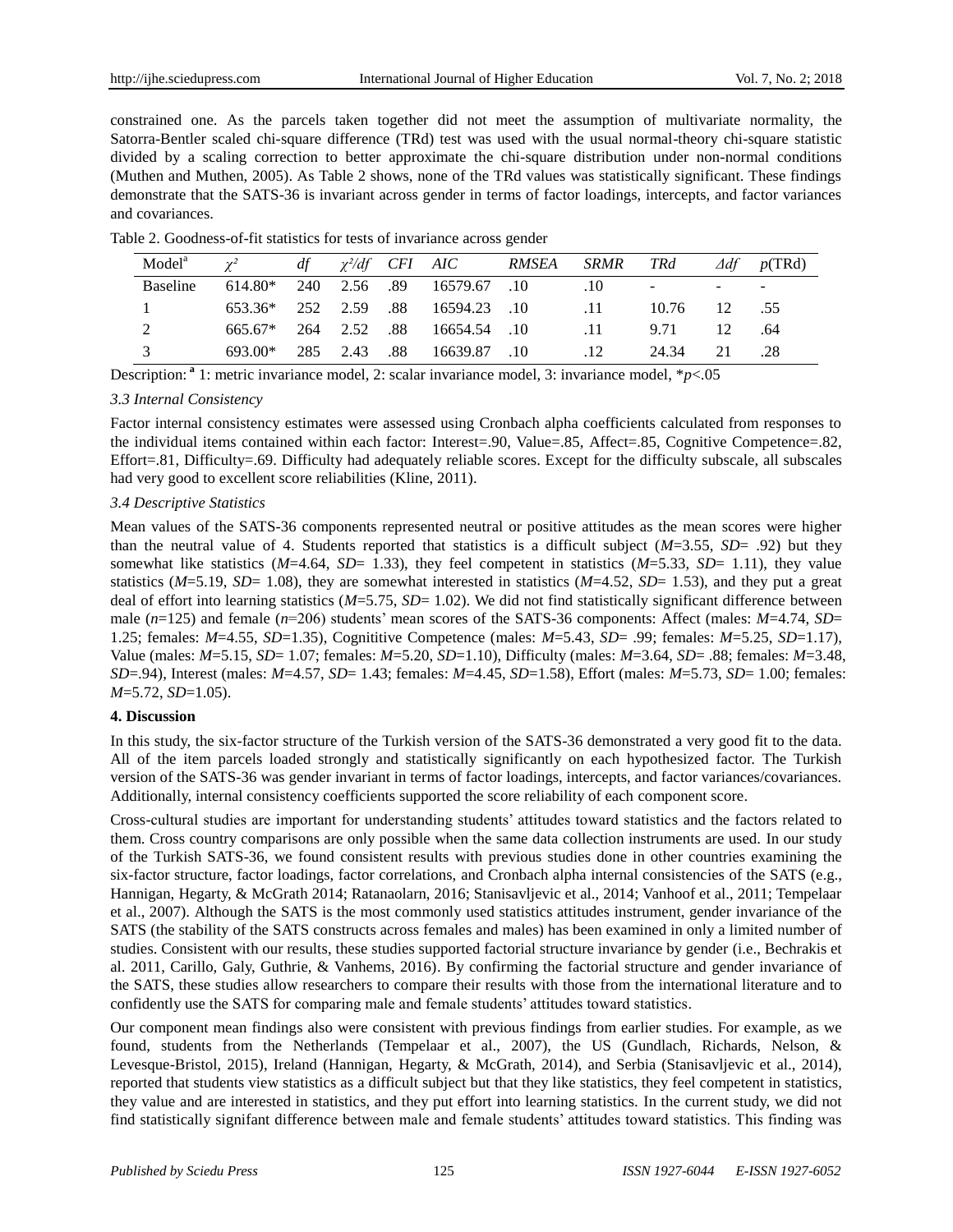constrained one. As the parcels taken together did not meet the assumption of multivariate normality, the Satorra-Bentler scaled chi-square difference (TRd) test was used with the usual normal-theory chi-square statistic divided by a scaling correction to better approximate the chi-square distribution under non-normal conditions (Muthen and Muthen, 2005). As Table 2 shows, none of the TRd values was statistically significant. These findings demonstrate that the SATS-36 is invariant across gender in terms of factor loadings, intercepts, and factor variances and covariances.

Table 2. Goodness-of-fit statistics for tests of invariance across gender

| Model[a] | $\chi^2$ | *df* | $\chi^2/df$ | *CFI* | *AIC* | *RMSEA* | *SRMR* | *TRd* | $\Delta df$ | *p*(TRd) |
|---|---|---|---|---|---|---|---|---|---|---|
| Baseline | 614.80* | 240 | 2.56 | .89 | 16579.67 | .10 | .10 | - | - | - |
| 1 | 653.36* | 252 | 2.59 | .88 | 16594.23 | .10 | .11 | 10.76 | 12 | .55 |
| 2 | 665.67* | 264 | 2.52 | .88 | 16654.54 | .10 | .11 | 9.71 | 12 | .64 |
| 3 | 693.00* | 285 | 2.43 | .88 | 16639.87 | .10 | .12 | 24.34 | 21 | .28 |

Description: [a] 1: metric invariance model, 2: scalar invariance model, 3: invariance model, *$p$<.05

### 3.3 Internal Consistency

Factor internal consistency estimates were assessed using Cronbach alpha coefficients calculated from responses to the individual items contained within each factor: Interest=.90, Value=.85, Affect=.85, Cognitive Competence=.82, Effort=.81, Difficulty=.69. Difficulty had adequately reliable scores. Except for the difficulty subscale, all subscales had very good to excellent score reliabilities (Kline, 2011).

### 3.4 Descriptive Statistics

Mean values of the SATS-36 components represented neutral or positive attitudes as the mean scores were higher than the neutral value of 4. Students reported that statistics is a difficult subject ($M$=3.55, $SD$= .92) but they somewhat like statistics ($M$=4.64, $SD$= 1.33), they feel competent in statistics ($M$=5.33, $SD$= 1.11), they value statistics ($M$=5.19, $SD$= 1.08), they are somewhat interested in statistics ($M$=4.52, $SD$= 1.53), and they put a great deal of effort into learning statistics ($M$=5.75, $SD$= 1.02). We did not find statistically significant difference between male ($n$=125) and female ($n$=206) students' mean scores of the SATS-36 components: Affect (males: $M$=4.74, $SD$= 1.25; females: $M$=4.55, $SD$=1.35), Cognititive Competence (males: $M$=5.43, $SD$= .99; females: $M$=5.25, $SD$=1.17), Value (males: $M$=5.15, $SD$= 1.07; females: $M$=5.20, $SD$=1.10), Difficulty (males: $M$=3.64, $SD$= .88; females: $M$=3.48, $SD$=.94), Interest (males: $M$=4.57, $SD$= 1.43; females: $M$=4.45, $SD$=1.58), Effort (males: $M$=5.73, $SD$= 1.00; females: $M$=5.72, $SD$=1.05).

## 4. Discussion

In this study, the six-factor structure of the Turkish version of the SATS-36 demonstrated a very good fit to the data. All of the item parcels loaded strongly and statistically significantly on each hypothesized factor. The Turkish version of the SATS-36 was gender invariant in terms of factor loadings, intercepts, and factor variances/covariances. Additionally, internal consistency coefficients supported the score reliability of each component score.

Cross-cultural studies are important for understanding students' attitudes toward statistics and the factors related to them. Cross country comparisons are only possible when the same data collection instruments are used. In our study of the Turkish SATS-36, we found consistent results with previous studies done in other countries examining the six-factor structure, factor loadings, factor correlations, and Cronbach alpha internal consistencies of the SATS (e.g., Hannigan, Hegarty, & McGrath 2014; Ratanaolarn, 2016; Stanisavljevic et al., 2014; Vanhoof et al., 2011; Tempelaar et al., 2007). Although the SATS is the most commonly used statistics attitudes instrument, gender invariance of the SATS (the stability of the SATS constructs across females and males) has been examined in only a limited number of studies. Consistent with our results, these studies supported factorial structure invariance by gender (i.e., Bechrakis et al. 2011, Carillo, Galy, Guthrie, & Vanhems, 2016). By confirming the factorial structure and gender invariance of the SATS, these studies allow researchers to compare their results with those from the international literature and to confidently use the SATS for comparing male and female students' attitudes toward statistics.

Our component mean findings also were consistent with previous findings from earlier studies. For example, as we found, students from the Netherlands (Tempelaar et al., 2007), the US (Gundlach, Richards, Nelson, & Levesque-Bristol, 2015), Ireland (Hannigan, Hegarty, & McGrath, 2014), and Serbia (Stanisavljevic et al., 2014), reported that students view statistics as a difficult subject but that they like statistics, they feel competent in statistics, they value and are interested in statistics, and they put effort into learning statistics. In the current study, we did not find statistically signifant difference between male and female students' attitudes toward statistics. This finding was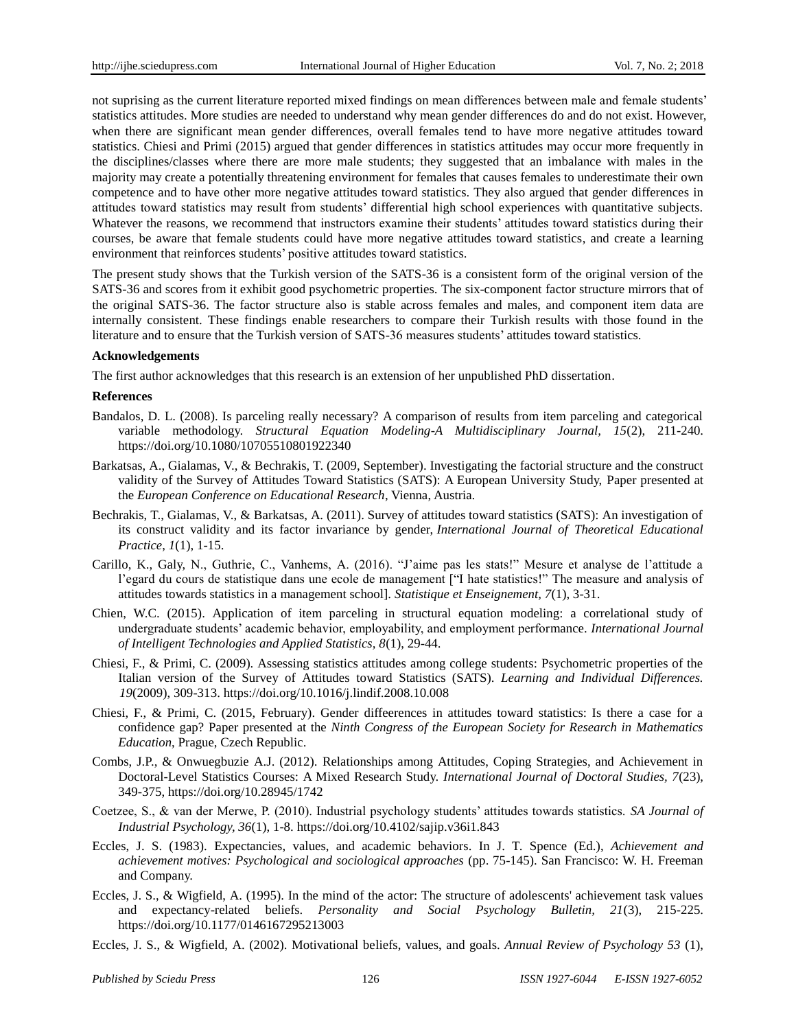not suprising as the current literature reported mixed findings on mean differences between male and female students' statistics attitudes. More studies are needed to understand why mean gender differences do and do not exist. However, when there are significant mean gender differences, overall females tend to have more negative attitudes toward statistics. Chiesi and Primi (2015) argued that gender differences in statistics attitudes may occur more frequently in the disciplines/classes where there are more male students; they suggested that an imbalance with males in the majority may create a potentially threatening environment for females that causes females to underestimate their own competence and to have other more negative attitudes toward statistics. They also argued that gender differences in attitudes toward statistics may result from students' differential high school experiences with quantitative subjects. Whatever the reasons, we recommend that instructors examine their students' attitudes toward statistics during their courses, be aware that female students could have more negative attitudes toward statistics, and create a learning environment that reinforces students' positive attitudes toward statistics.

The present study shows that the Turkish version of the SATS-36 is a consistent form of the original version of the SATS-36 and scores from it exhibit good psychometric properties. The six-component factor structure mirrors that of the original SATS-36. The factor structure also is stable across females and males, and component item data are internally consistent. These findings enable researchers to compare their Turkish results with those found in the literature and to ensure that the Turkish version of SATS-36 measures students' attitudes toward statistics.

**Acknowledgements**

The first author acknowledges that this research is an extension of her unpublished PhD dissertation.

**References**

Bandalos, D. L. (2008). Is parceling really necessary? A comparison of results from item parceling and categorical variable methodology. *Structural Equation Modeling-A Multidisciplinary Journal, 15*(2), 211-240. https://doi.org/10.1080/10705510801922340

Barkatsas, A., Gialamas, V., & Bechrakis, T. (2009, September). Investigating the factorial structure and the construct validity of the Survey of Attitudes Toward Statistics (SATS): A European University Study, Paper presented at the *European Conference on Educational Research*, Vienna, Austria.

Bechrakis, T., Gialamas, V., & Barkatsas, A. (2011). Survey of attitudes toward statistics (SATS): An investigation of its construct validity and its factor invariance by gender, *International Journal of Theoretical Educational Practice, 1*(1), 1-15.

Carillo, K., Galy, N., Guthrie, C., Vanhems, A. (2016). "J'aime pas les stats!" Mesure et analyse de l'attitude a l'egard du cours de statistique dans une ecole de management ["I hate statistics!" The measure and analysis of attitudes towards statistics in a management school]. *Statistique et Enseignement, 7*(1), 3-31.

Chien, W.C. (2015). Application of item parceling in structural equation modeling: a correlational study of undergraduate students' academic behavior, employability, and employment performance. *International Journal of Intelligent Technologies and Applied Statistics, 8*(1), 29-44.

Chiesi, F., & Primi, C. (2009). Assessing statistics attitudes among college students: Psychometric properties of the Italian version of the Survey of Attitudes toward Statistics (SATS). *Learning and Individual Differences. 19*(2009), 309-313. https://doi.org/10.1016/j.lindif.2008.10.008

Chiesi, F., & Primi, C. (2015, February). Gender diffeeerences in attitudes toward statistics: Is there a case for a confidence gap? Paper presented at the *Ninth Congress of the European Society for Research in Mathematics Education*, Prague, Czech Republic.

Combs, J.P., & Onwuegbuzie A.J. (2012). Relationships among Attitudes, Coping Strategies, and Achievement in Doctoral-Level Statistics Courses: A Mixed Research Study. *International Journal of Doctoral Studies, 7*(23), 349-375, https://doi.org/10.28945/1742

Coetzee, S., & van der Merwe, P. (2010). Industrial psychology students' attitudes towards statistics. *SA Journal of Industrial Psychology, 36*(1), 1-8. https://doi.org/10.4102/sajip.v36i1.843

Eccles, J. S. (1983). Expectancies, values, and academic behaviors. In J. T. Spence (Ed.), *Achievement and achievement motives: Psychological and sociological approaches* (pp. 75-145). San Francisco: W. H. Freeman and Company.

Eccles, J. S., & Wigfield, A. (1995). In the mind of the actor: The structure of adolescents' achievement task values and expectancy-related beliefs. *Personality and Social Psychology Bulletin, 21*(3), 215-225. https://doi.org/10.1177/0146167295213003

Eccles, J. S., & Wigfield, A. (2002). Motivational beliefs, values, and goals. *Annual Review of Psychology 53* (1),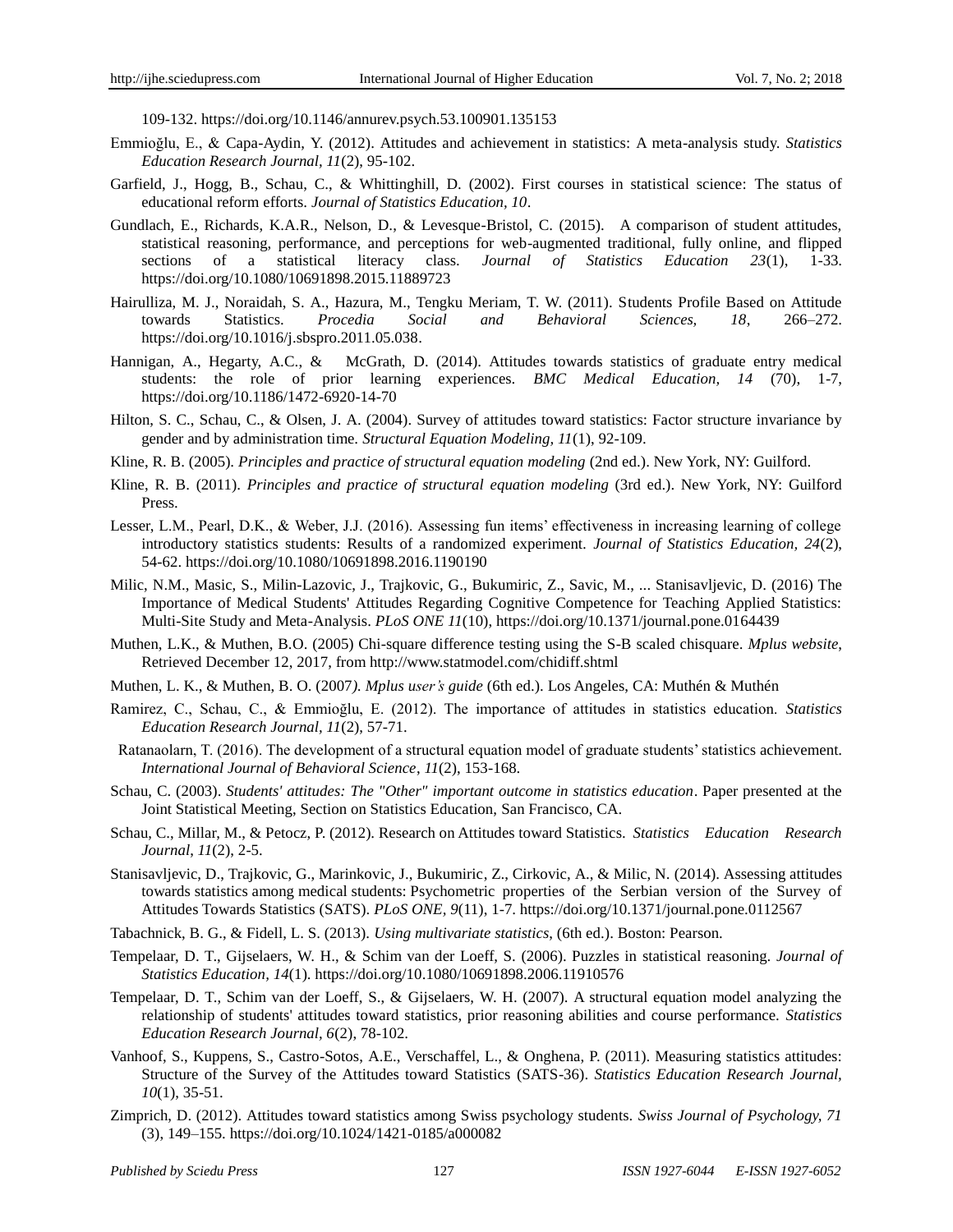109-132. https://doi.org/10.1146/annurev.psych.53.100901.135153

Emmioğlu, E., & Capa-Aydin, Y. (2012). Attitudes and achievement in statistics: A meta-analysis study. *Statistics Education Research Journal, 11*(2), 95-102.

Garfield, J., Hogg, B., Schau, C., & Whittinghill, D. (2002). First courses in statistical science: The status of educational reform efforts. *Journal of Statistics Education, 10*.

Gundlach, E., Richards, K.A.R., Nelson, D., & Levesque-Bristol, C. (2015). A comparison of student attitudes, statistical reasoning, performance, and perceptions for web-augmented traditional, fully online, and flipped sections of a statistical literacy class. *Journal of Statistics Education 23*(1), 1-33. https://doi.org/10.1080/10691898.2015.11889723

Hairulliza, M. J., Noraidah, S. A., Hazura, M., Tengku Meriam, T. W. (2011). Students Profile Based on Attitude towards Statistics. *Procedia Social and Behavioral Sciences, 18*, 266–272. https://doi.org/10.1016/j.sbspro.2011.05.038.

Hannigan, A., Hegarty, A.C., & McGrath, D. (2014). Attitudes towards statistics of graduate entry medical students: the role of prior learning experiences. *BMC Medical Education, 14* (70), 1-7, https://doi.org/10.1186/1472-6920-14-70

Hilton, S. C., Schau, C., & Olsen, J. A. (2004). Survey of attitudes toward statistics: Factor structure invariance by gender and by administration time. *Structural Equation Modeling, 11*(1), 92-109.

Kline, R. B. (2005). *Principles and practice of structural equation modeling* (2nd ed.). New York, NY: Guilford.

Kline, R. B. (2011). *Principles and practice of structural equation modeling* (3rd ed.). New York, NY: Guilford Press.

Lesser, L.M., Pearl, D.K., & Weber, J.J. (2016). Assessing fun items' effectiveness in increasing learning of college introductory statistics students: Results of a randomized experiment. *Journal of Statistics Education, 24*(2), 54-62. https://doi.org/10.1080/10691898.2016.1190190

Milic, N.M., Masic, S., Milin-Lazovic, J., Trajkovic, G., Bukumiric, Z., Savic, M., ... Stanisavljevic, D. (2016) The Importance of Medical Students' Attitudes Regarding Cognitive Competence for Teaching Applied Statistics: Multi-Site Study and Meta-Analysis. *PLoS ONE 11*(10), https://doi.org/10.1371/journal.pone.0164439

Muthen, L.K., & Muthen, B.O. (2005) Chi-square difference testing using the S-B scaled chisquare. *Mplus website*, Retrieved December 12, 2017, from http://www.statmodel.com/chidiff.shtml

Muthen, L. K., & Muthen, B. O. (2007). *Mplus user's guide* (6th ed.). Los Angeles, CA: Muthén & Muthén

Ramirez, C., Schau, C., & Emmioğlu, E. (2012). The importance of attitudes in statistics education. *Statistics Education Research Journal, 11*(2), 57-71.

Ratanaolarn, T. (2016). The development of a structural equation model of graduate students' statistics achievement. *International Journal of Behavioral Science*, *11*(2), 153-168.

Schau, C. (2003). *Students' attitudes: The "Other" important outcome in statistics education*. Paper presented at the Joint Statistical Meeting, Section on Statistics Education, San Francisco, CA.

Schau, C., Millar, M., & Petocz, P. (2012). Research on Attitudes toward Statistics. *Statistics Education Research Journal*, *11*(2), 2-5.

Stanisavljevic, D., Trajkovic, G., Marinkovic, J., Bukumiric, Z., Cirkovic, A., & Milic, N. (2014). Assessing attitudes towards statistics among medical students: Psychometric properties of the Serbian version of the Survey of Attitudes Towards Statistics (SATS). *PLoS ONE, 9*(11), 1-7. https://doi.org/10.1371/journal.pone.0112567

Tabachnick, B. G., & Fidell, L. S. (2013). *Using multivariate statistics*, (6th ed.). Boston: Pearson.

Tempelaar, D. T., Gijselaers, W. H., & Schim van der Loeff, S. (2006). Puzzles in statistical reasoning. *Journal of Statistics Education, 14*(1). https://doi.org/10.1080/10691898.2006.11910576

Tempelaar, D. T., Schim van der Loeff, S., & Gijselaers, W. H. (2007). A structural equation model analyzing the relationship of students' attitudes toward statistics, prior reasoning abilities and course performance. *Statistics Education Research Journal, 6*(2), 78-102.

Vanhoof, S., Kuppens, S., Castro-Sotos, A.E., Verschaffel, L., & Onghena, P. (2011). Measuring statistics attitudes: Structure of the Survey of the Attitudes toward Statistics (SATS-36). *Statistics Education Research Journal, 10*(1), 35-51.

Zimprich, D. (2012). Attitudes toward statistics among Swiss psychology students. *Swiss Journal of Psychology, 71* (3), 149–155. https://doi.org/10.1024/1421-0185/a000082